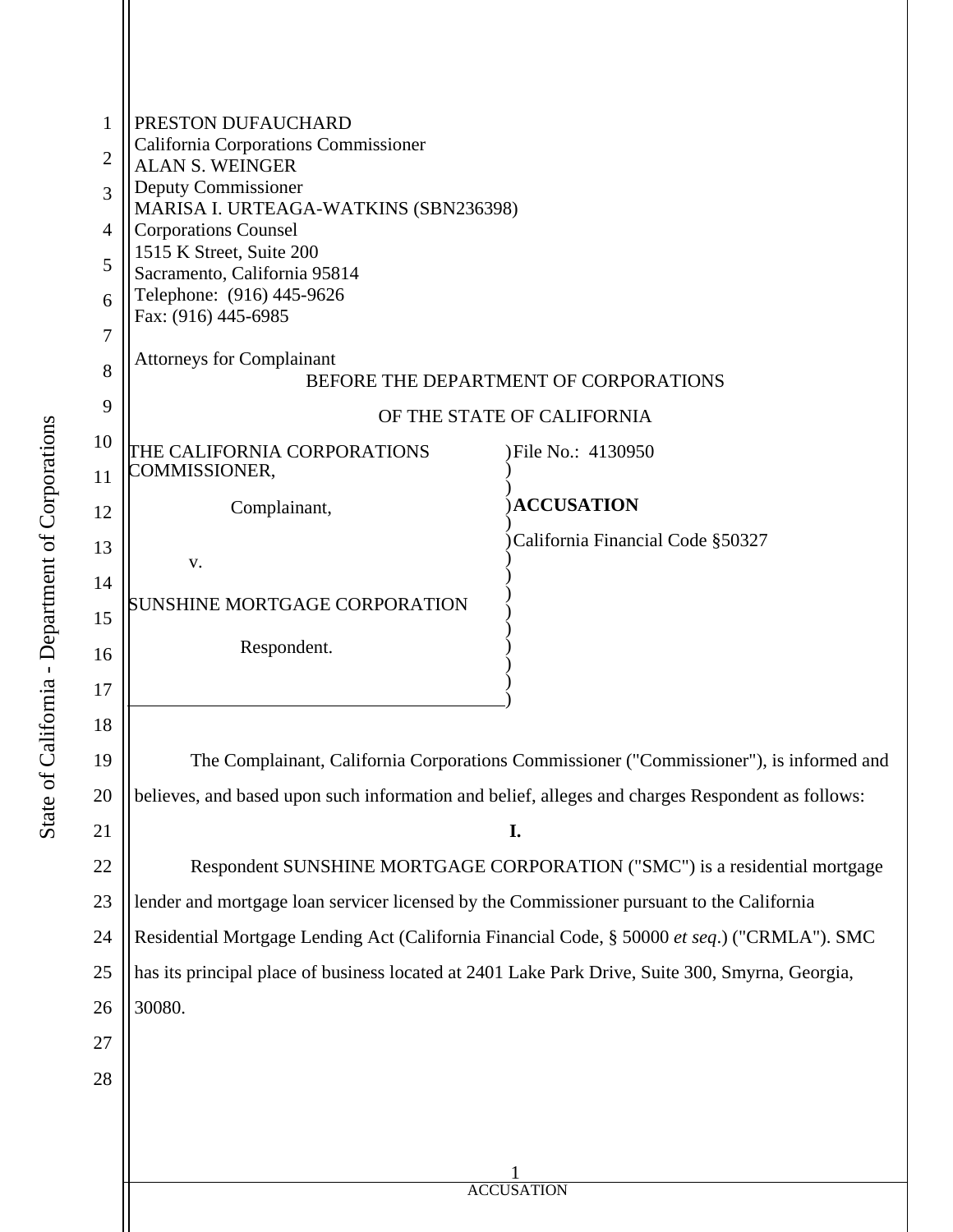PRESTON DUFAUCHARD
California Corporations Commissioner
ALAN S. WEINGER
Deputy Commissioner
MARISA I. URTEAGA-WATKINS (SBN236398)
Corporations Counsel
1515 K Street, Suite 200
Sacramento, California 95814
Telephone: (916) 445-9626
Fax: (916) 445-6985

Attorneys for Complainant

BEFORE THE DEPARTMENT OF CORPORATIONS

OF THE STATE OF CALIFORNIA

| | |
|---|---|
| THE CALIFORNIA CORPORATIONS COMMISSIONER, | File No.: 4130950 |
| Complainant, | **ACCUSATION** |
| v. | California Financial Code §50327 |
| SUNSHINE MORTGAGE CORPORATION | |
| Respondent. | |

The Complainant, California Corporations Commissioner ("Commissioner"), is informed and believes, and based upon such information and belief, alleges and charges Respondent as follows:

**I.**

Respondent SUNSHINE MORTGAGE CORPORATION ("SMC") is a residential mortgage lender and mortgage loan servicer licensed by the Commissioner pursuant to the California Residential Mortgage Lending Act (California Financial Code, § 50000 *et seq*.) ("CRMLA"). SMC has its principal place of business located at 2401 Lake Park Drive, Suite 300, Smyrna, Georgia, 30080.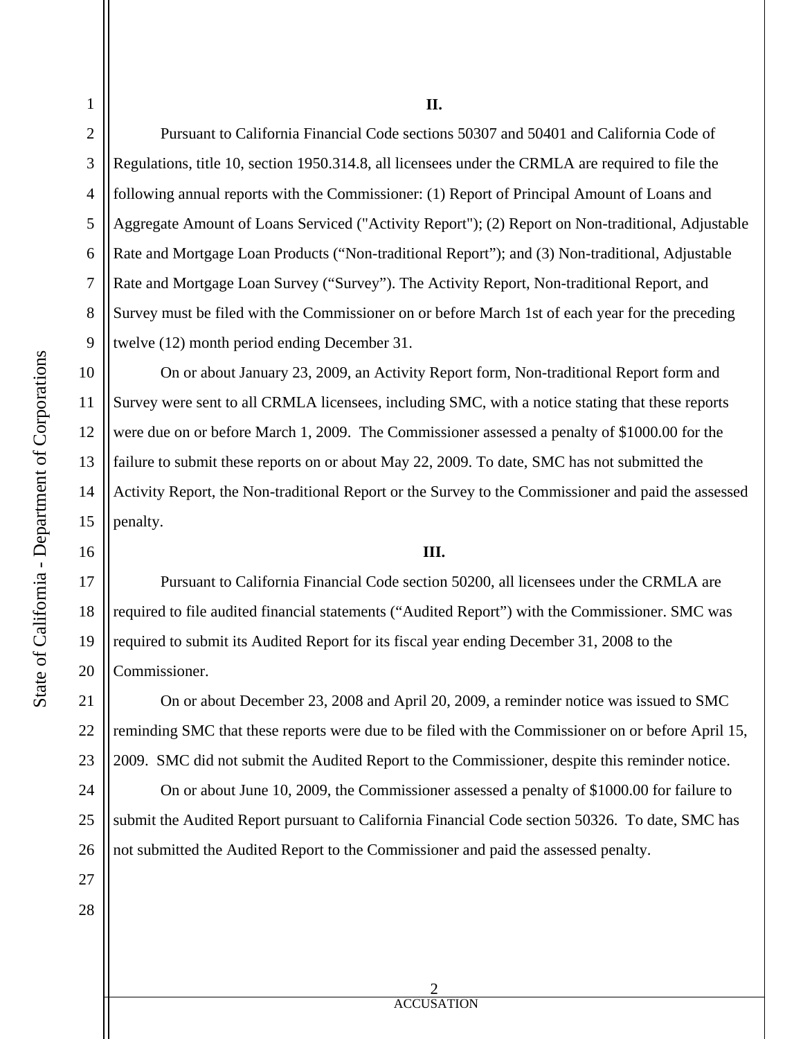**II.**

Pursuant to California Financial Code sections 50307 and 50401 and California Code of Regulations, title 10, section 1950.314.8, all licensees under the CRMLA are required to file the following annual reports with the Commissioner: (1) Report of Principal Amount of Loans and Aggregate Amount of Loans Serviced ("Activity Report"); (2) Report on Non-traditional, Adjustable Rate and Mortgage Loan Products ("Non-traditional Report"); and (3) Non-traditional, Adjustable Rate and Mortgage Loan Survey ("Survey"). The Activity Report, Non-traditional Report, and Survey must be filed with the Commissioner on or before March 1st of each year for the preceding twelve (12) month period ending December 31.

On or about January 23, 2009, an Activity Report form, Non-traditional Report form and Survey were sent to all CRMLA licensees, including SMC, with a notice stating that these reports were due on or before March 1, 2009. The Commissioner assessed a penalty of $1000.00 for the failure to submit these reports on or about May 22, 2009. To date, SMC has not submitted the Activity Report, the Non-traditional Report or the Survey to the Commissioner and paid the assessed penalty.

**III.**

Pursuant to California Financial Code section 50200, all licensees under the CRMLA are required to file audited financial statements ("Audited Report") with the Commissioner. SMC was required to submit its Audited Report for its fiscal year ending December 31, 2008 to the Commissioner.

On or about December 23, 2008 and April 20, 2009, a reminder notice was issued to SMC reminding SMC that these reports were due to be filed with the Commissioner on or before April 15, 2009. SMC did not submit the Audited Report to the Commissioner, despite this reminder notice.

On or about June 10, 2009, the Commissioner assessed a penalty of $1000.00 for failure to submit the Audited Report pursuant to California Financial Code section 50326. To date, SMC has not submitted the Audited Report to the Commissioner and paid the assessed penalty.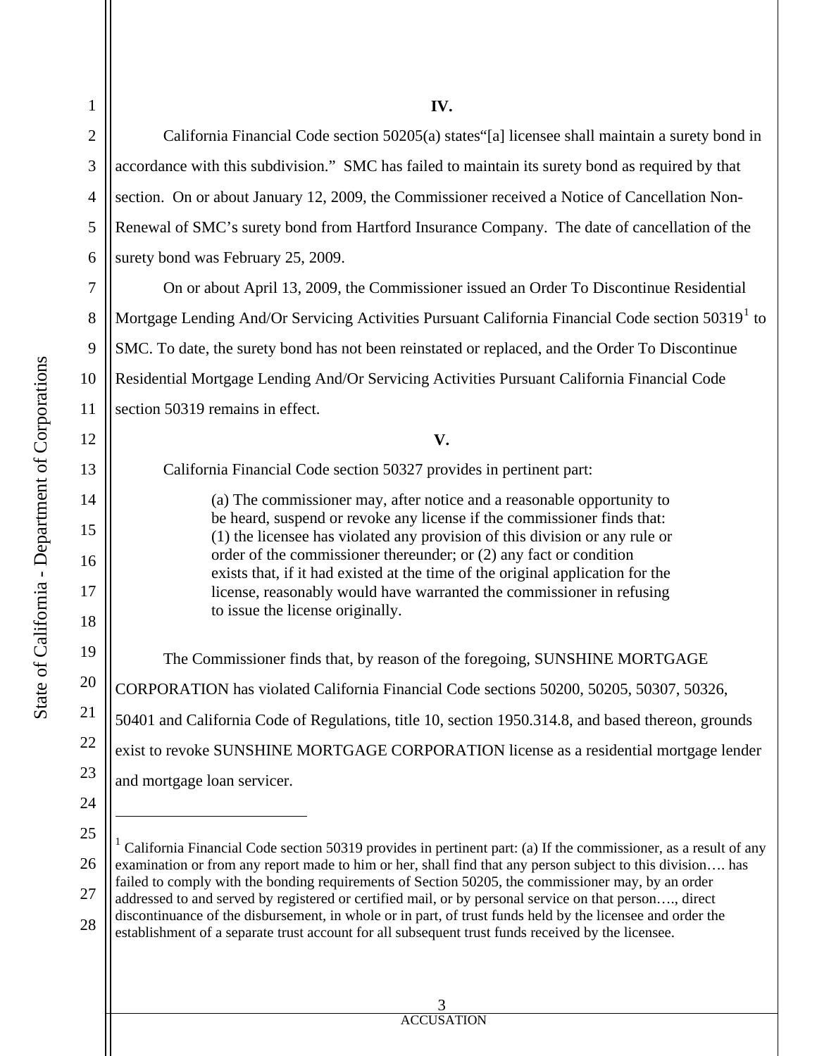**IV.**

California Financial Code section 50205(a) states"[a] licensee shall maintain a surety bond in accordance with this subdivision." SMC has failed to maintain its surety bond as required by that section. On or about January 12, 2009, the Commissioner received a Notice of Cancellation Non-Renewal of SMC's surety bond from Hartford Insurance Company. The date of cancellation of the surety bond was February 25, 2009.

On or about April 13, 2009, the Commissioner issued an Order To Discontinue Residential Mortgage Lending And/Or Servicing Activities Pursuant California Financial Code section 50319[1] to SMC. To date, the surety bond has not been reinstated or replaced, and the Order To Discontinue Residential Mortgage Lending And/Or Servicing Activities Pursuant California Financial Code section 50319 remains in effect.

**V.**

California Financial Code section 50327 provides in pertinent part:

> (a) The commissioner may, after notice and a reasonable opportunity to be heard, suspend or revoke any license if the commissioner finds that: (1) the licensee has violated any provision of this division or any rule or order of the commissioner thereunder; or (2) any fact or condition exists that, if it had existed at the time of the original application for the license, reasonably would have warranted the commissioner in refusing to issue the license originally.

The Commissioner finds that, by reason of the foregoing, SUNSHINE MORTGAGE CORPORATION has violated California Financial Code sections 50200, 50205, 50307, 50326, 50401 and California Code of Regulations, title 10, section 1950.314.8, and based thereon, grounds exist to revoke SUNSHINE MORTGAGE CORPORATION license as a residential mortgage lender and mortgage loan servicer.

---

[1] California Financial Code section 50319 provides in pertinent part: (a) If the commissioner, as a result of any examination or from any report made to him or her, shall find that any person subject to this division…. has failed to comply with the bonding requirements of Section 50205, the commissioner may, by an order addressed to and served by registered or certified mail, or by personal service on that person…., direct discontinuance of the disbursement, in whole or in part, of trust funds held by the licensee and order the establishment of a separate trust account for all subsequent trust funds received by the licensee.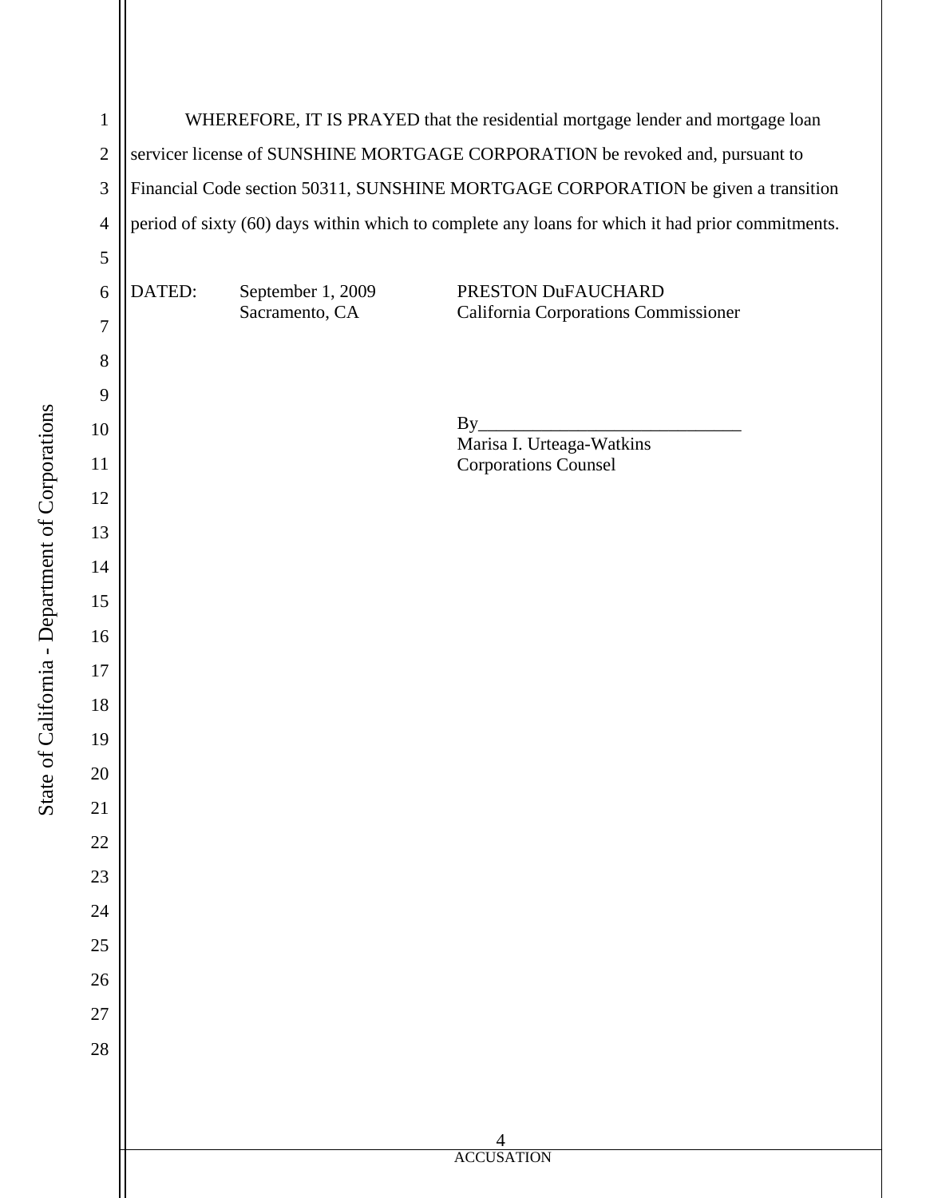WHEREFORE, IT IS PRAYED that the residential mortgage lender and mortgage loan servicer license of SUNSHINE MORTGAGE CORPORATION be revoked and, pursuant to Financial Code section 50311, SUNSHINE MORTGAGE CORPORATION be given a transition period of sixty (60) days within which to complete any loans for which it had prior commitments.

DATED: September 1, 2009
Sacramento, CA

PRESTON DuFAUCHARD
California Corporations Commissioner

By_____________________________
Marisa I. Urteaga-Watkins
Corporations Counsel